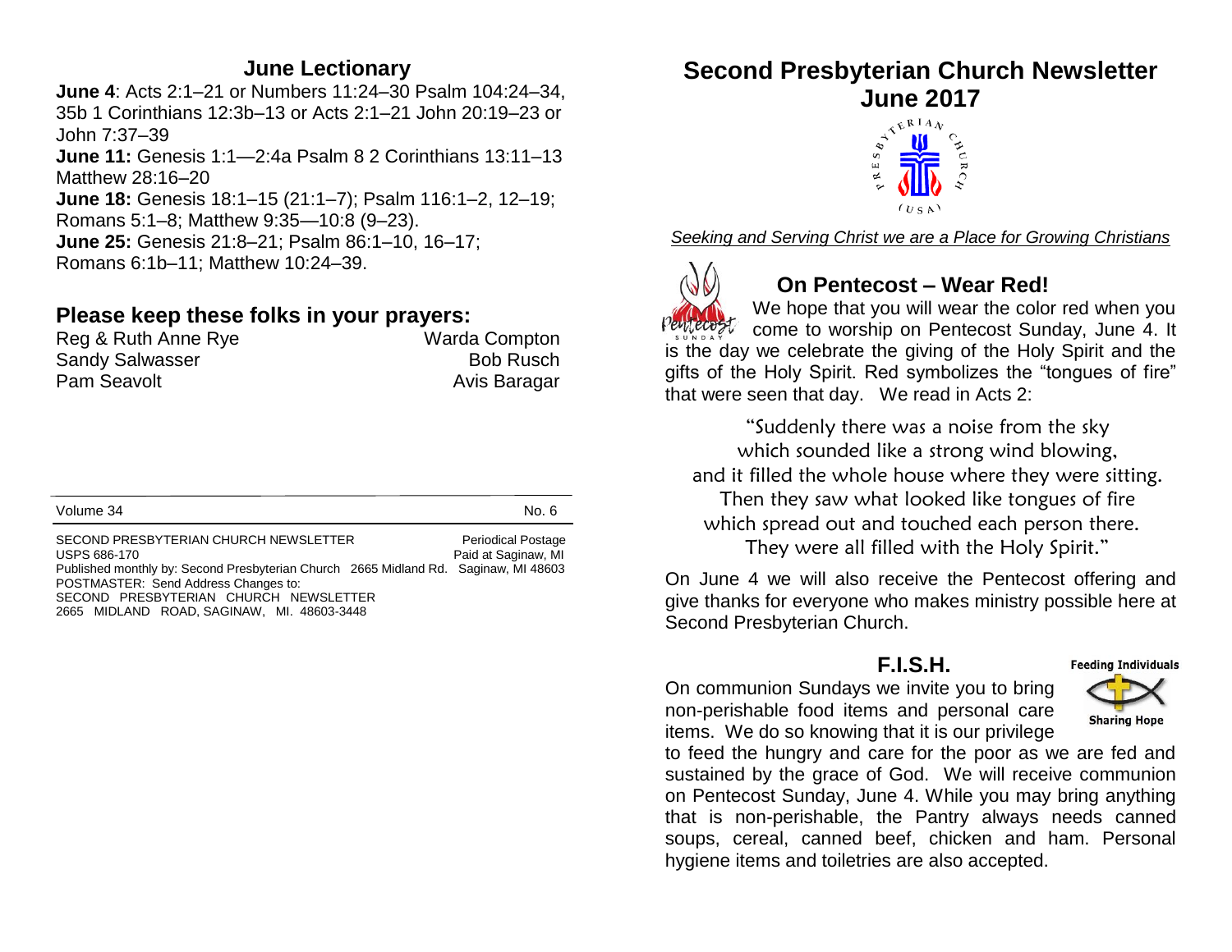## June Lectionary

**June 4**: Acts 2:1–21 or Numbers 11:24–30 Psalm 104:24–34, 35b 1 Corinthians 12:3b–13 or Acts 2:1–21 John 20:19–23 or John 7:37–39

**June 11:** Genesis 1:1—2:4a Psalm 8 2 Corinthians 13:11–13 Matthew 28:16–20

**June 18:** Genesis 18:1–15 (21:1–7); Psalm 116:1–2, 12–19; Romans 5:1–8; Matthew 9:35—10:8 (9–23).

**June 25:** Genesis 21:8–21; Psalm 86:1–10, 16–17; Romans 6:1b–11; Matthew 10:24–39.

## Please keep these folks in your prayers:

Reg & Ruth Anne Rye — Warda Compton
Sandy Salwasser — Bob Rusch
Pam Seavolt — Avis Baragar

Volume 34 — No. 6

SECOND PRESBYTERIAN CHURCH NEWSLETTER — Periodical Postage
USPS 686-170 — Paid at Saginaw, MI
Published monthly by: Second Presbyterian Church 2665 Midland Rd. Saginaw, MI 48603
POSTMASTER: Send Address Changes to:
SECOND PRESBYTERIAN CHURCH NEWSLETTER
2665 MIDLAND ROAD, SAGINAW, MI. 48603-3448

# Second Presbyterian Church Newsletter June 2017

*Seeking and Serving Christ we are a Place for Growing Christians*

## On Pentecost – Wear Red!

We hope that you will wear the color red when you come to worship on Pentecost Sunday, June 4. It is the day we celebrate the giving of the Holy Spirit and the gifts of the Holy Spirit. Red symbolizes the "tongues of fire" that were seen that day. We read in Acts 2:

"Suddenly there was a noise from the sky
which sounded like a strong wind blowing,
and it filled the whole house where they were sitting.
Then they saw what looked like tongues of fire
which spread out and touched each person there.
They were all filled with the Holy Spirit."

On June 4 we will also receive the Pentecost offering and give thanks for everyone who makes ministry possible here at Second Presbyterian Church.

## F.I.S.H.

Feeding Individuals Sharing Hope

On communion Sundays we invite you to bring non-perishable food items and personal care items. We do so knowing that it is our privilege to feed the hungry and care for the poor as we are fed and sustained by the grace of God. We will receive communion on Pentecost Sunday, June 4. While you may bring anything that is non-perishable, the Pantry always needs canned soups, cereal, canned beef, chicken and ham. Personal hygiene items and toiletries are also accepted.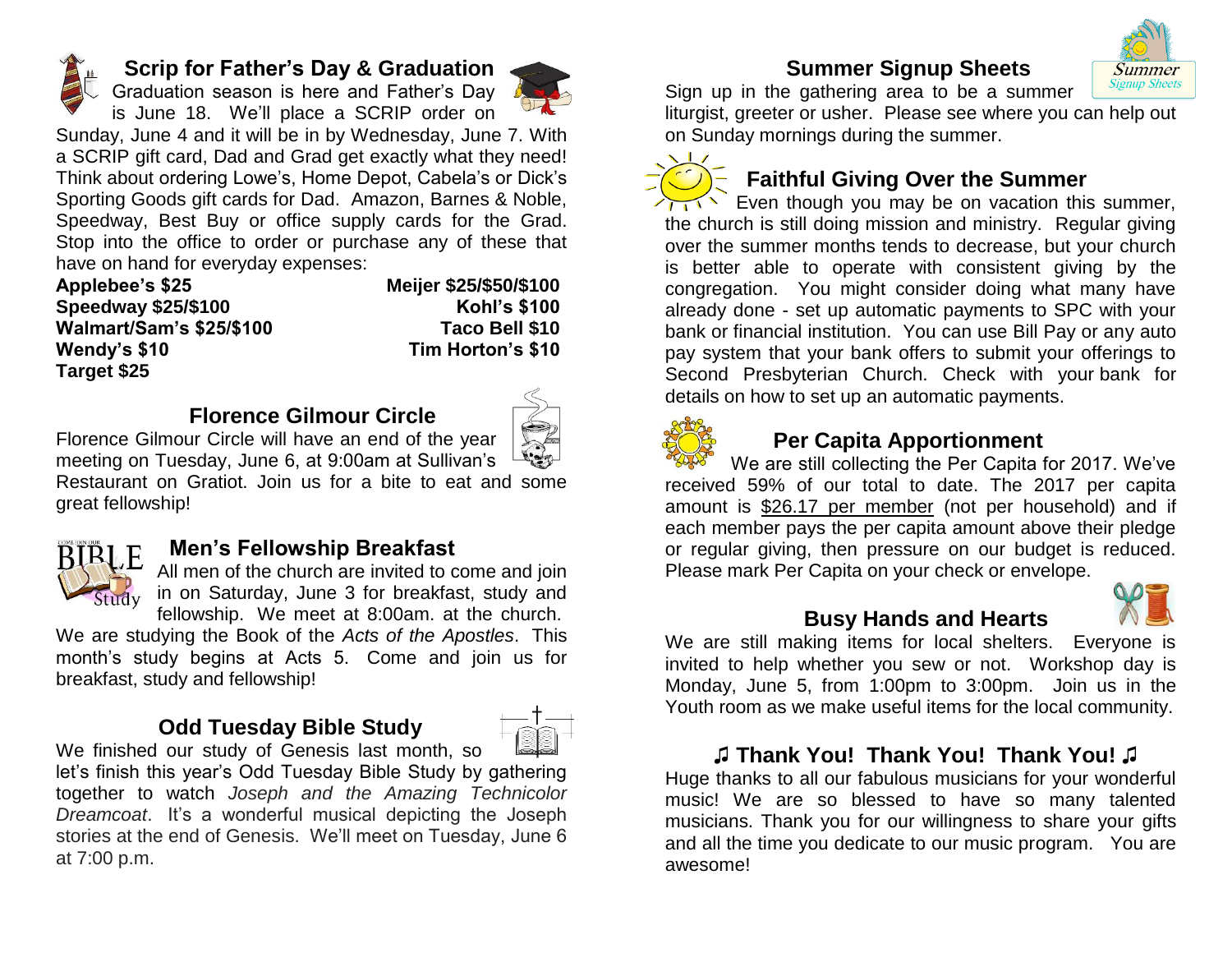## Scrip for Father's Day & Graduation

Graduation season is here and Father's Day is June 18. We'll place a SCRIP order on Sunday, June 4 and it will be in by Wednesday, June 7. With a SCRIP gift card, Dad and Grad get exactly what they need! Think about ordering Lowe's, Home Depot, Cabela's or Dick's Sporting Goods gift cards for Dad. Amazon, Barnes & Noble, Speedway, Best Buy or office supply cards for the Grad. Stop into the office to order or purchase any of these that have on hand for everyday expenses:

**Applebee's $25** — **Meijer $25/$50/$100**
**Speedway $25/$100** — **Kohl's $100**
**Walmart/Sam's $25/$100** — **Taco Bell $10**
**Wendy's $10** — **Tim Horton's $10**
**Target $25**

## Florence Gilmour Circle

Florence Gilmour Circle will have an end of the year meeting on Tuesday, June 6, at 9:00am at Sullivan's Restaurant on Gratiot. Join us for a bite to eat and some great fellowship!

## Men's Fellowship Breakfast

All men of the church are invited to come and join in on Saturday, June 3 for breakfast, study and fellowship. We meet at 8:00am. at the church. We are studying the Book of the *Acts of the Apostles*. This month's study begins at Acts 5. Come and join us for breakfast, study and fellowship!

## Odd Tuesday Bible Study

We finished our study of Genesis last month, so let's finish this year's Odd Tuesday Bible Study by gathering together to watch *Joseph and the Amazing Technicolor Dreamcoat*. It's a wonderful musical depicting the Joseph stories at the end of Genesis. We'll meet on Tuesday, June 6 at 7:00 p.m.

## Summer Signup Sheets

Sign up in the gathering area to be a summer liturgist, greeter or usher. Please see where you can help out on Sunday mornings during the summer.

## Faithful Giving Over the Summer

Even though you may be on vacation this summer, the church is still doing mission and ministry. Regular giving over the summer months tends to decrease, but your church is better able to operate with consistent giving by the congregation. You might consider doing what many have already done - set up automatic payments to SPC with your bank or financial institution. You can use Bill Pay or any auto pay system that your bank offers to submit your offerings to Second Presbyterian Church. Check with your bank for details on how to set up an automatic payments.

## Per Capita Apportionment

We are still collecting the Per Capita for 2017. We've received 59% of our total to date. The 2017 per capita amount is <u>$26.17 per member</u> (not per household) and if each member pays the per capita amount above their pledge or regular giving, then pressure on our budget is reduced. Please mark Per Capita on your check or envelope.

## Busy Hands and Hearts

We are still making items for local shelters. Everyone is invited to help whether you sew or not. Workshop day is Monday, June 5, from 1:00pm to 3:00pm. Join us in the Youth room as we make useful items for the local community.

## ♫ Thank You! Thank You! Thank You! ♫

Huge thanks to all our fabulous musicians for your wonderful music! We are so blessed to have so many talented musicians. Thank you for our willingness to share your gifts and all the time you dedicate to our music program. You are awesome!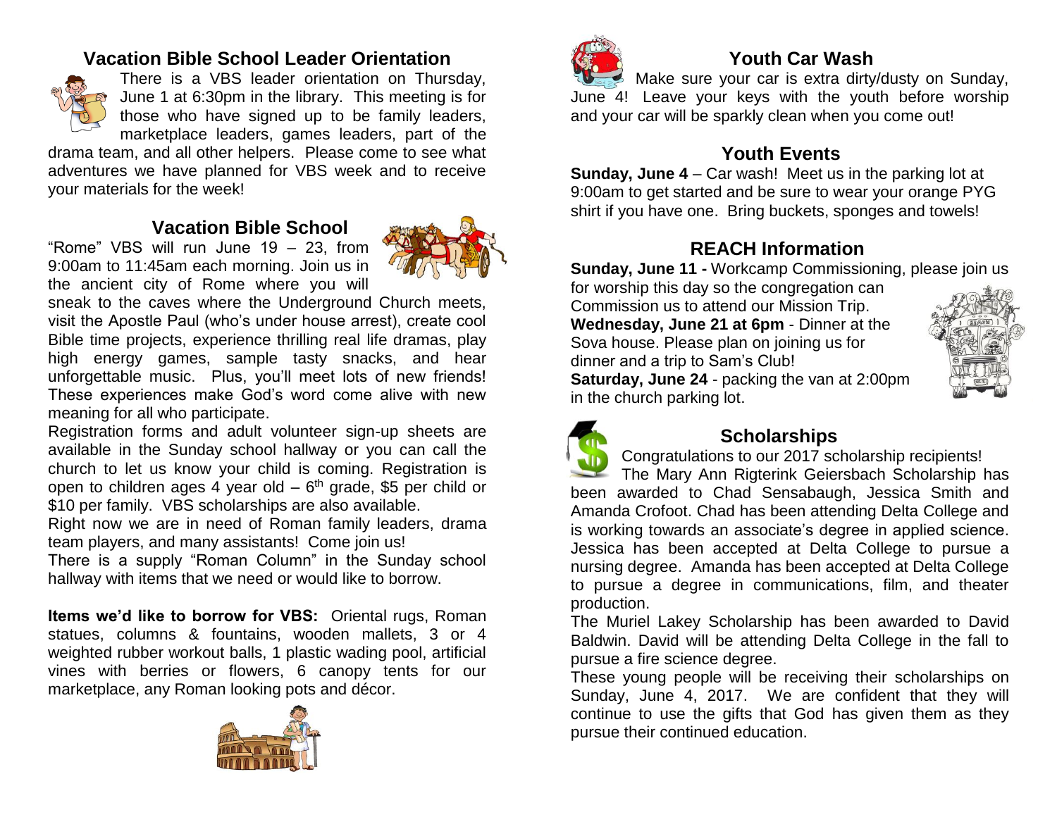## Vacation Bible School Leader Orientation

There is a VBS leader orientation on Thursday, June 1 at 6:30pm in the library. This meeting is for those who have signed up to be family leaders, marketplace leaders, games leaders, part of the drama team, and all other helpers. Please come to see what adventures we have planned for VBS week and to receive your materials for the week!

## Vacation Bible School

"Rome" VBS will run June 19 – 23, from 9:00am to 11:45am each morning. Join us in the ancient city of Rome where you will sneak to the caves where the Underground Church meets, visit the Apostle Paul (who's under house arrest), create cool Bible time projects, experience thrilling real life dramas, play high energy games, sample tasty snacks, and hear unforgettable music. Plus, you'll meet lots of new friends! These experiences make God's word come alive with new meaning for all who participate.

Registration forms and adult volunteer sign-up sheets are available in the Sunday school hallway or you can call the church to let us know your child is coming. Registration is open to children ages 4 year old – 6th grade, $5 per child or $10 per family. VBS scholarships are also available.

Right now we are in need of Roman family leaders, drama team players, and many assistants! Come join us!

There is a supply "Roman Column" in the Sunday school hallway with items that we need or would like to borrow.

**Items we'd like to borrow for VBS:** Oriental rugs, Roman statues, columns & fountains, wooden mallets, 3 or 4 weighted rubber workout balls, 1 plastic wading pool, artificial vines with berries or flowers, 6 canopy tents for our marketplace, any Roman looking pots and décor.

## Youth Car Wash

Make sure your car is extra dirty/dusty on Sunday, June 4! Leave your keys with the youth before worship and your car will be sparkly clean when you come out!

## Youth Events

**Sunday, June 4** – Car wash! Meet us in the parking lot at 9:00am to get started and be sure to wear your orange PYG shirt if you have one. Bring buckets, sponges and towels!

## REACH Information

**Sunday, June 11 -** Workcamp Commissioning, please join us for worship this day so the congregation can Commission us to attend our Mission Trip.

**Wednesday, June 21 at 6pm** - Dinner at the Sova house. Please plan on joining us for dinner and a trip to Sam's Club!

**Saturday, June 24** - packing the van at 2:00pm in the church parking lot.

## Scholarships

Congratulations to our 2017 scholarship recipients!

The Mary Ann Rigterink Geiersbach Scholarship has been awarded to Chad Sensabaugh, Jessica Smith and Amanda Crofoot. Chad has been attending Delta College and is working towards an associate's degree in applied science. Jessica has been accepted at Delta College to pursue a nursing degree. Amanda has been accepted at Delta College to pursue a degree in communications, film, and theater production.

The Muriel Lakey Scholarship has been awarded to David Baldwin. David will be attending Delta College in the fall to pursue a fire science degree.

These young people will be receiving their scholarships on Sunday, June 4, 2017. We are confident that they will continue to use the gifts that God has given them as they pursue their continued education.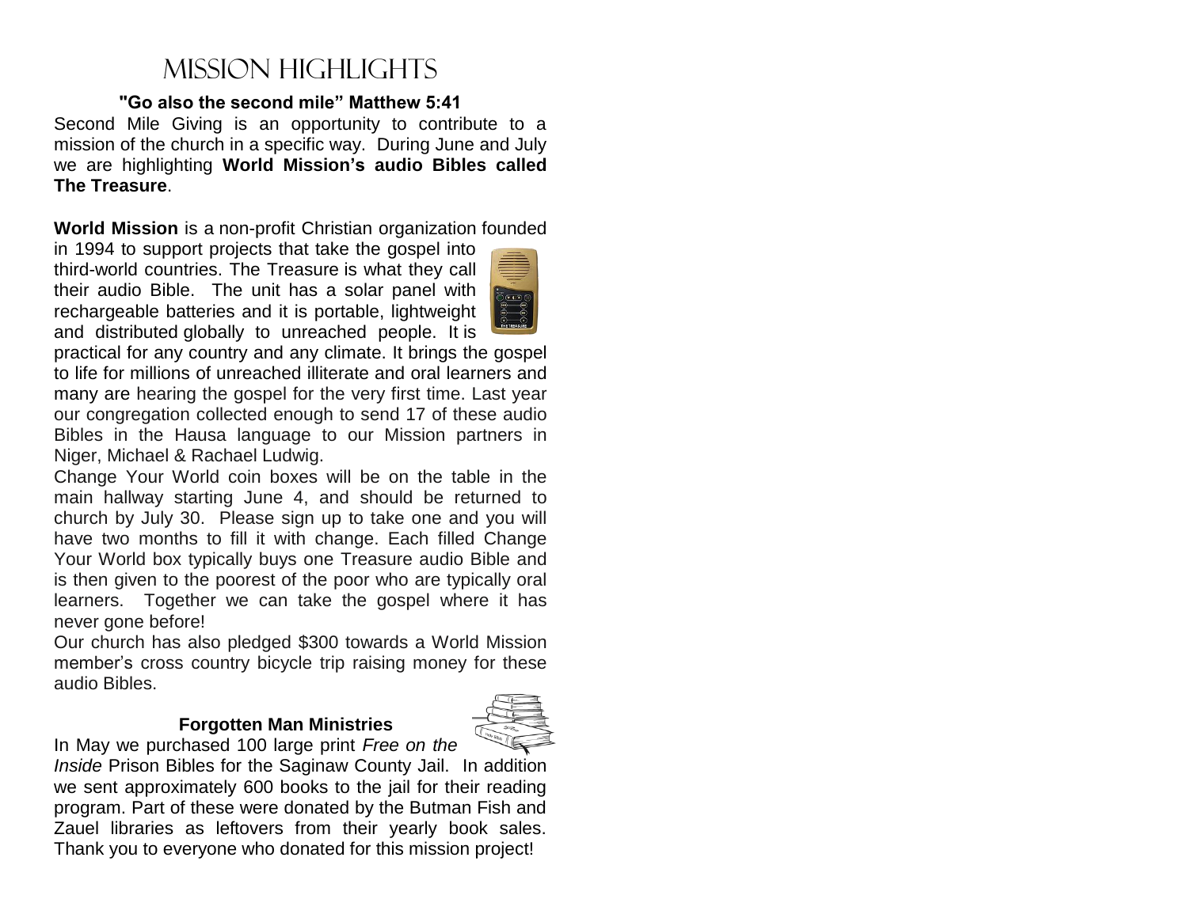# Mission Highlights

**"Go also the second mile" Matthew 5:41**

Second Mile Giving is an opportunity to contribute to a mission of the church in a specific way. During June and July we are highlighting **World Mission's audio Bibles called The Treasure**.

**World Mission** is a non-profit Christian organization founded in 1994 to support projects that take the gospel into third-world countries. The Treasure is what they call their audio Bible. The unit has a solar panel with rechargeable batteries and it is portable, lightweight and distributed globally to unreached people. It is practical for any country and any climate. It brings the gospel to life for millions of unreached illiterate and oral learners and many are hearing the gospel for the very first time. Last year our congregation collected enough to send 17 of these audio Bibles in the Hausa language to our Mission partners in Niger, Michael & Rachael Ludwig.

Change Your World coin boxes will be on the table in the main hallway starting June 4, and should be returned to church by July 30. Please sign up to take one and you will have two months to fill it with change. Each filled Change Your World box typically buys one Treasure audio Bible and is then given to the poorest of the poor who are typically oral learners. Together we can take the gospel where it has never gone before!

Our church has also pledged $300 towards a World Mission member's cross country bicycle trip raising money for these audio Bibles.

**Forgotten Man Ministries**

In May we purchased 100 large print *Free on the Inside* Prison Bibles for the Saginaw County Jail. In addition we sent approximately 600 books to the jail for their reading program. Part of these were donated by the Butman Fish and Zauel libraries as leftovers from their yearly book sales. Thank you to everyone who donated for this mission project!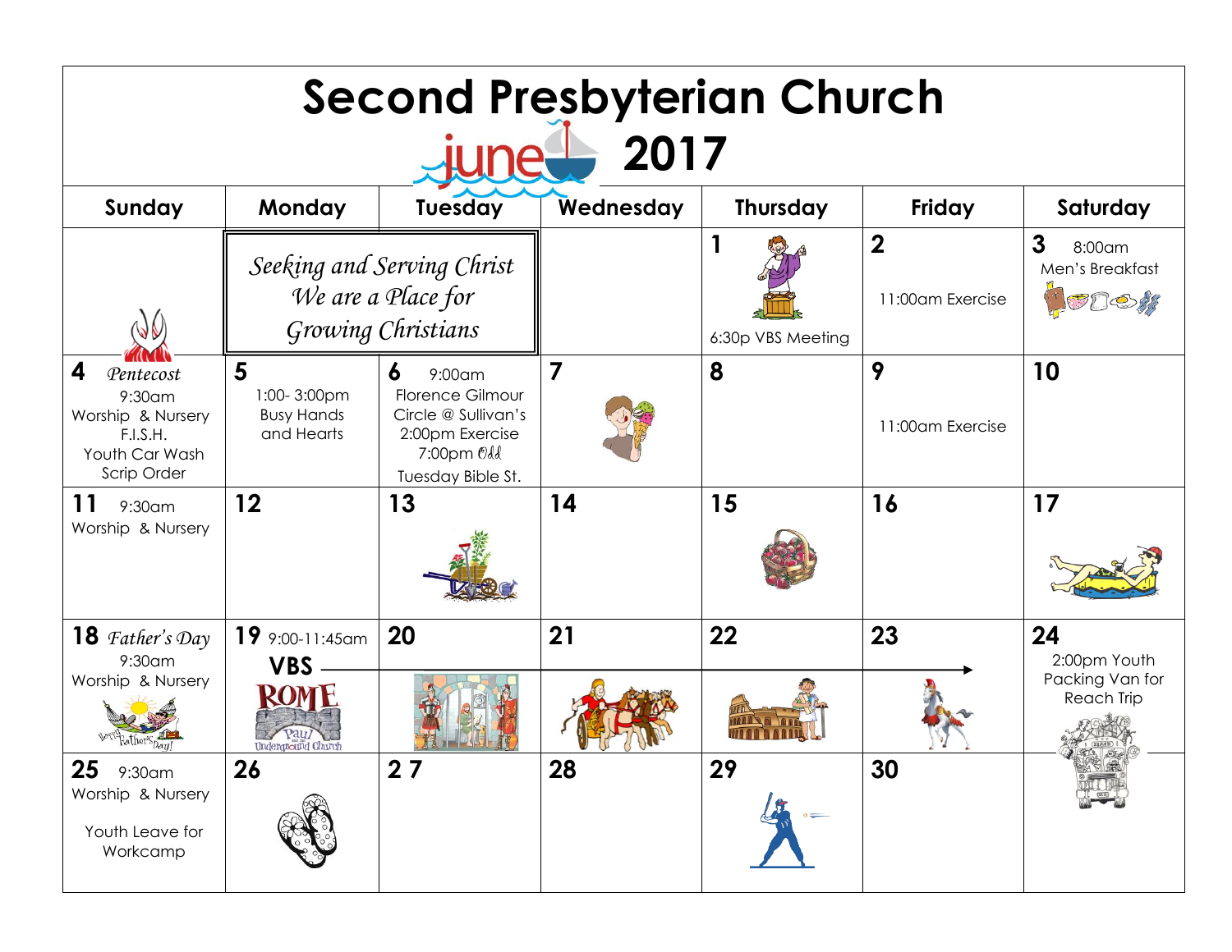# Second Presbyterian Church

## june 2017

| Sunday | Monday | Tuesday | Wednesday | Thursday | Friday | Saturday |
|---|---|---|---|---|---|---|
| | *Seeking and Serving Christ We are a Place for Growing Christians* | | | **1** 6:30p VBS Meeting | **2** 11:00am Exercise | **3** 8:00am Men's Breakfast |
| **4** *Pentecost* 9:30am Worship & Nursery F.I.S.H. Youth Car Wash Scrip Order | **5** 1:00- 3:00pm Busy Hands and Hearts | **6** 9:00am Florence Gilmour Circle @ Sullivan's 2:00pm Exercise 7:00pm *Odd* Tuesday Bible St. | **7** | **8** | **9** 11:00am Exercise | **10** |
| **11** 9:30am Worship & Nursery | **12** | **13** | **14** | **15** | **16** | **17** |
| **18** *Father's Day* 9:30am Worship & Nursery | **19** 9:00-11:45am VBS → ROME Paul and the Underground Church | **20** | **21** | **22** | **23** | **24** 2:00pm Youth Packing Van for Reach Trip |
| **25** 9:30am Worship & Nursery Youth Leave for Workcamp | **26** | **27** | **28** | **29** | **30** | |